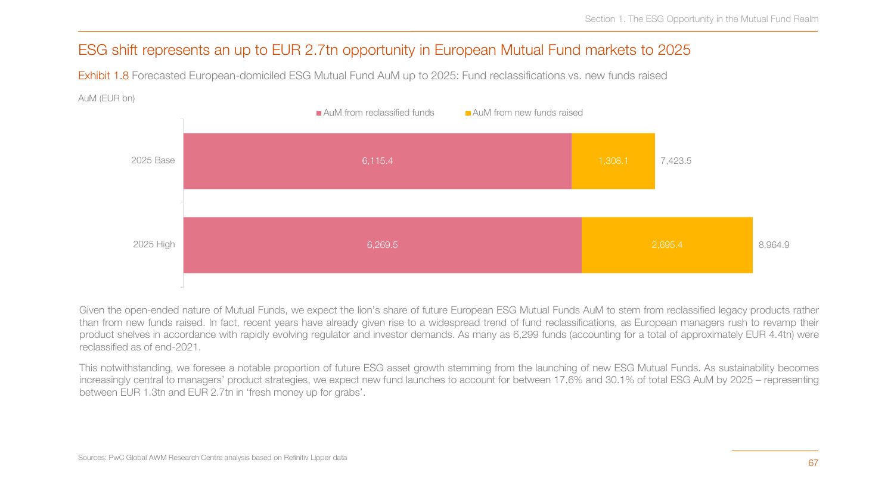## ESG shift represents an up to EUR 2.7tn opportunity in European Mutual Fund markets to 2025

Exhibit 1.8 Forecasted European-domiciled ESG Mutual Fund AuM up to 2025: Fund reclassifications vs. new funds raised

AuM (EUR bn)

| | AuM from reclassified funds | AuM from new funds raised | Total |
|---|---|---|---|
| 2025 Base | 6,115.4 | 1,308.1 | 7,423.5 |
| 2025 High | 6,269.5 | 2,695.4 | 8,964.9 |

Given the open-ended nature of Mutual Funds, we expect the lion's share of future European ESG Mutual Funds AuM to stem from reclassified legacy products rather than from new funds raised. In fact, recent years have already given rise to a widespread trend of fund reclassifications, as European managers rush to revamp their product shelves in accordance with rapidly evolving regulator and investor demands. As many as 6,299 funds (accounting for a total of approximately EUR 4.4tn) were reclassified as of end-2021.

This notwithstanding, we foresee a notable proportion of future ESG asset growth stemming from the launching of new ESG Mutual Funds. As sustainability becomes increasingly central to managers' product strategies, we expect new fund launches to account for between 17.6% and 30.1% of total ESG AuM by 2025 – representing between EUR 1.3tn and EUR 2.7tn in 'fresh money up for grabs'.

Sources: PwC Global AWM Research Centre analysis based on Refinitiv Lipper data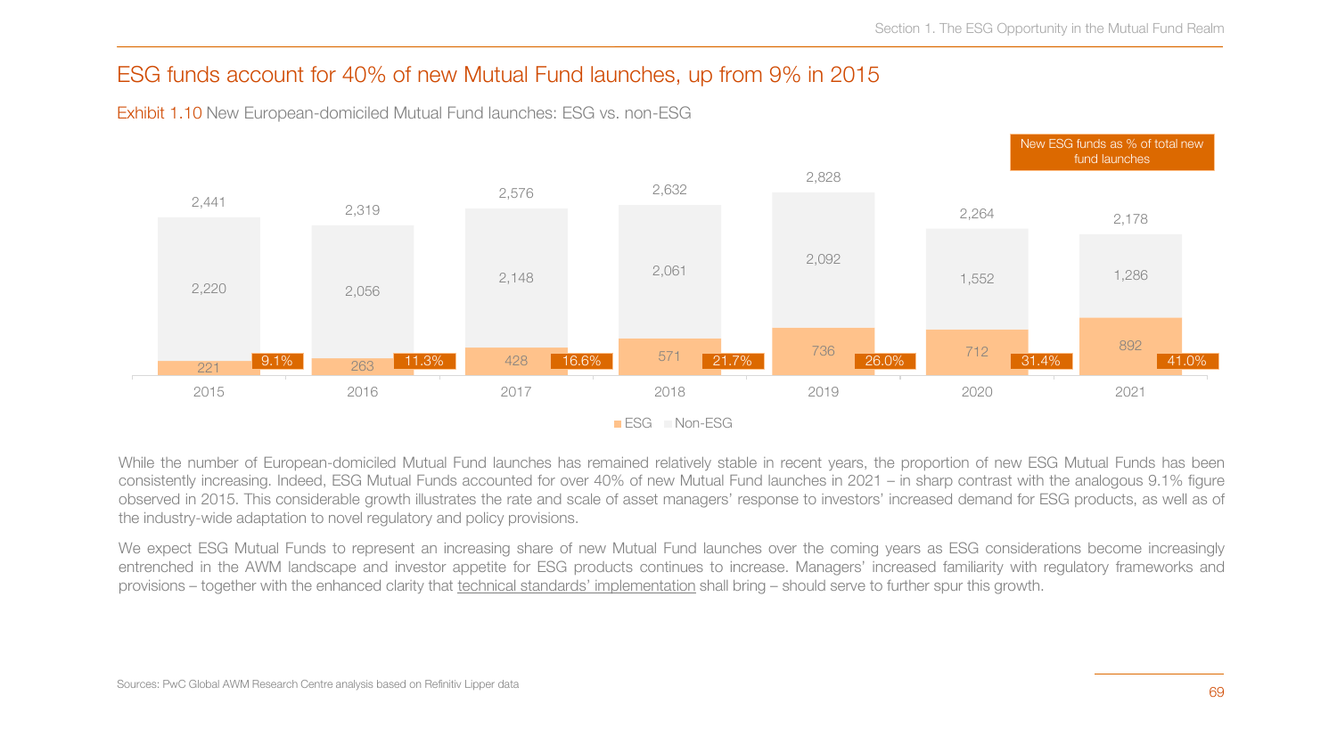## ESG funds account for 40% of new Mutual Fund launches, up from 9% in 2015

Exhibit 1.10 New European-domiciled Mutual Fund launches: ESG vs. non-ESG

| Year | ESG | Non-ESG | Total | New ESG funds as % of total new fund launches |
|---|---|---|---|---|
| 2015 | 221 | 2,220 | 2,441 | 9.1% |
| 2016 | 263 | 2,056 | 2,319 | 11.3% |
| 2017 | 428 | 2,148 | 2,576 | 16.6% |
| 2018 | 571 | 2,061 | 2,632 | 21.7% |
| 2019 | 736 | 2,092 | 2,828 | 26.0% |
| 2020 | 712 | 1,552 | 2,264 | 31.4% |
| 2021 | 892 | 1,286 | 2,178 | 41.0% |

While the number of European-domiciled Mutual Fund launches has remained relatively stable in recent years, the proportion of new ESG Mutual Funds has been consistently increasing. Indeed, ESG Mutual Funds accounted for over 40% of new Mutual Fund launches in 2021 – in sharp contrast with the analogous 9.1% figure observed in 2015. This considerable growth illustrates the rate and scale of asset managers' response to investors' increased demand for ESG products, as well as of the industry-wide adaptation to novel regulatory and policy provisions.

We expect ESG Mutual Funds to represent an increasing share of new Mutual Fund launches over the coming years as ESG considerations become increasingly entrenched in the AWM landscape and investor appetite for ESG products continues to increase. Managers' increased familiarity with regulatory frameworks and provisions – together with the enhanced clarity that technical standards' implementation shall bring – should serve to further spur this growth.

Sources: PwC Global AWM Research Centre analysis based on Refinitiv Lipper data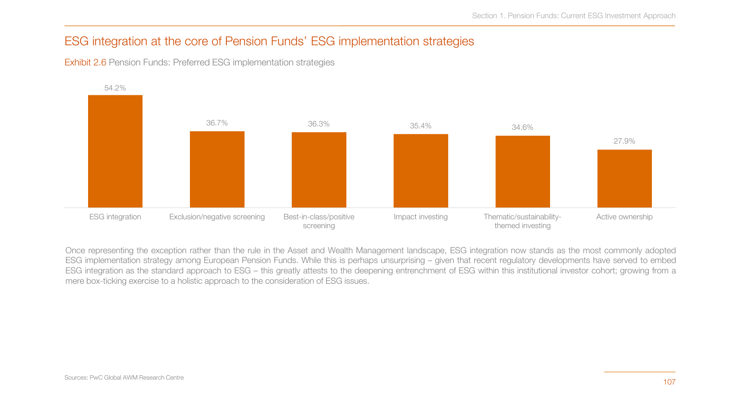## ESG integration at the core of Pension Funds' ESG implementation strategies

Exhibit 2.6 Pension Funds: Preferred ESG implementation strategies

| Strategy | Share |
|---|---|
| ESG integration | 54.2% |
| Exclusion/negative screening | 36.7% |
| Best-in-class/positive screening | 36.3% |
| Impact investing | 35.4% |
| Thematic/sustainability-themed investing | 34.6% |
| Active ownership | 27.9% |

Once representing the exception rather than the rule in the Asset and Wealth Management landscape, ESG integration now stands as the most commonly adopted ESG implementation strategy among European Pension Funds. While this is perhaps unsurprising – given that recent regulatory developments have served to embed ESG integration as the standard approach to ESG – this greatly attests to the deepening entrenchment of ESG within this institutional investor cohort; growing from a mere box-ticking exercise to a holistic approach to the consideration of ESG issues.

Sources: PwC Global AWM Research Centre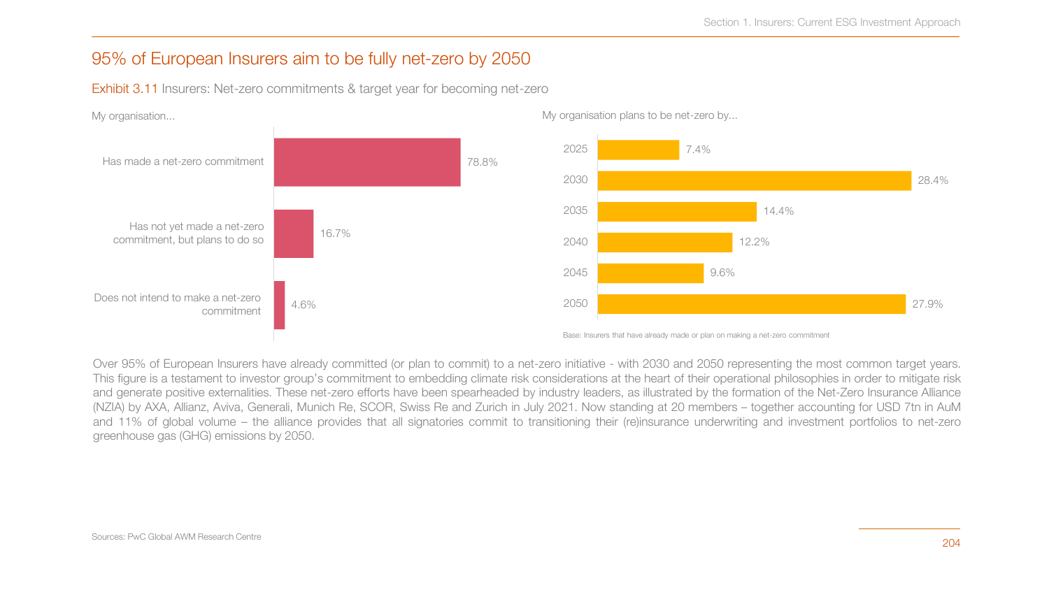## 95% of European Insurers aim to be fully net-zero by 2050

Exhibit 3.11 Insurers: Net-zero commitments & target year for becoming net-zero

My organisation...

| My organisation... | % |
|---|---|
| Has made a net-zero commitment | 78.8% |
| Has not yet made a net-zero commitment, but plans to do so | 16.7% |
| Does not intend to make a net-zero commitment | 4.6% |

My organisation plans to be net-zero by...

| Year | % |
|---|---|
| 2025 | 7.4% |
| 2030 | 28.4% |
| 2035 | 14.4% |
| 2040 | 12.2% |
| 2045 | 9.6% |
| 2050 | 27.9% |

Base: Insurers that have already made or plan on making a net-zero commitment

Over 95% of European Insurers have already committed (or plan to commit) to a net-zero initiative - with 2030 and 2050 representing the most common target years. This figure is a testament to investor group's commitment to embedding climate risk considerations at the heart of their operational philosophies in order to mitigate risk and generate positive externalities. These net-zero efforts have been spearheaded by industry leaders, as illustrated by the formation of the Net-Zero Insurance Alliance (NZIA) by AXA, Allianz, Aviva, Generali, Munich Re, SCOR, Swiss Re and Zurich in July 2021. Now standing at 20 members – together accounting for USD 7tn in AuM and 11% of global volume – the alliance provides that all signatories commit to transitioning their (re)insurance underwriting and investment portfolios to net-zero greenhouse gas (GHG) emissions by 2050.

Sources: PwC Global AWM Research Centre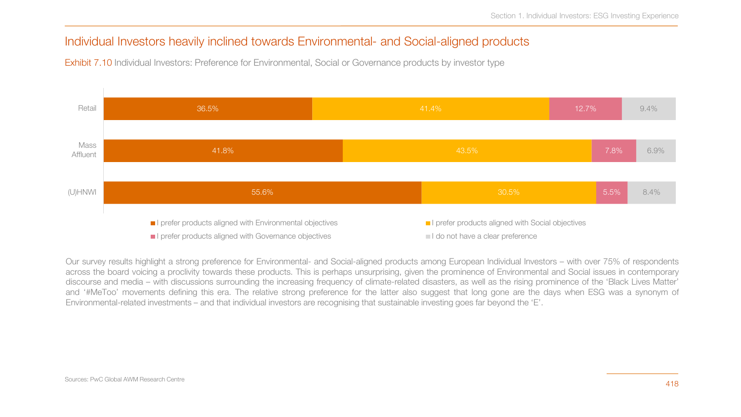## Individual Investors heavily inclined towards Environmental- and Social-aligned products

Exhibit 7.10 Individual Investors: Preference for Environmental, Social or Governance products by investor type

Retail
36.5%
41.4%
12.7%
9.4%

Mass Affluent
41.8%
43.5%
7.8%
6.9%

(U)HNWI
55.6%
30.5%
5.5%
8.4%

I prefer products aligned with Environmental objectives
I prefer products aligned with Social objectives
I prefer products aligned with Governance objectives
I do not have a clear preference

Our survey results highlight a strong preference for Environmental- and Social-aligned products among European Individual Investors – with over 75% of respondents across the board voicing a proclivity towards these products. This is perhaps unsurprising, given the prominence of Environmental and Social issues in contemporary discourse and media – with discussions surrounding the increasing frequency of climate-related disasters, as well as the rising prominence of the 'Black Lives Matter' and '#MeToo' movements defining this era. The relative strong preference for the latter also suggest that long gone are the days when ESG was a synonym of Environmental-related investments – and that individual investors are recognising that sustainable investing goes far beyond the 'E'.

Sources: PwC Global AWM Research Centre